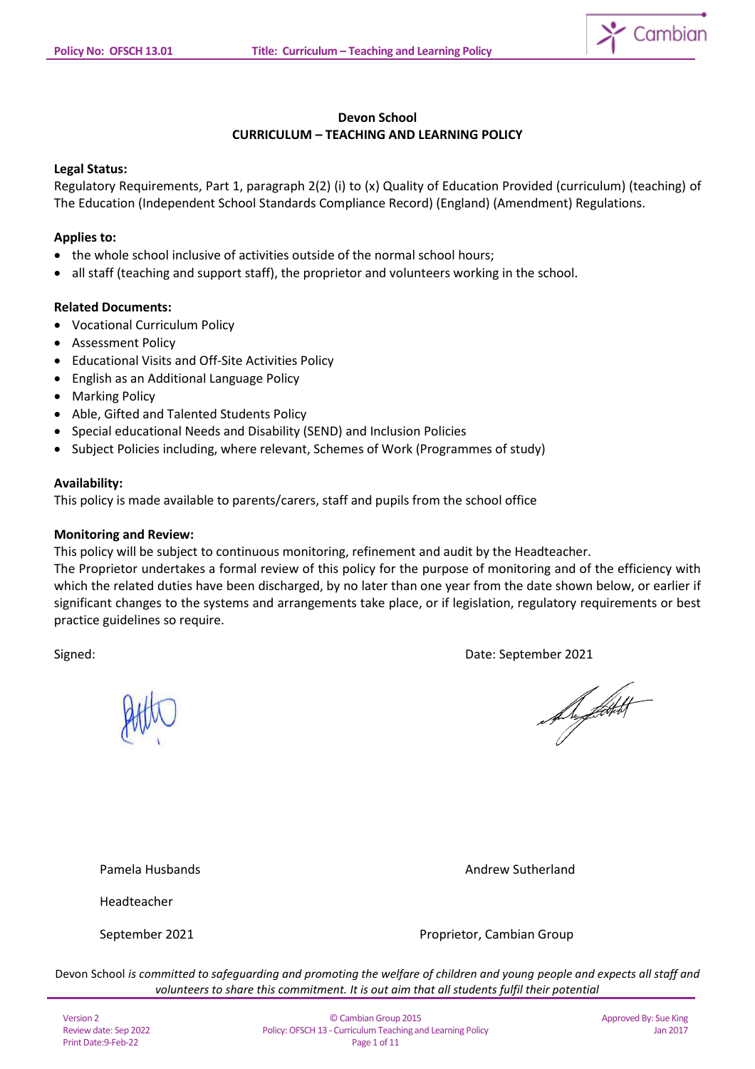**Devon School**
**CURRICULUM – TEACHING AND LEARNING POLICY**

**Legal Status:**
Regulatory Requirements, Part 1, paragraph 2(2) (i) to (x) Quality of Education Provided (curriculum) (teaching) of The Education (Independent School Standards Compliance Record) (England) (Amendment) Regulations.

**Applies to:**

- the whole school inclusive of activities outside of the normal school hours;
- all staff (teaching and support staff), the proprietor and volunteers working in the school.

**Related Documents:**

- Vocational Curriculum Policy
- Assessment Policy
- Educational Visits and Off-Site Activities Policy
- English as an Additional Language Policy
- Marking Policy
- Able, Gifted and Talented Students Policy
- Special educational Needs and Disability (SEND) and Inclusion Policies
- Subject Policies including, where relevant, Schemes of Work (Programmes of study)

**Availability:**
This policy is made available to parents/carers, staff and pupils from the school office

**Monitoring and Review:**
This policy will be subject to continuous monitoring, refinement and audit by the Headteacher.
The Proprietor undertakes a formal review of this policy for the purpose of monitoring and of the efficiency with which the related duties have been discharged, by no later than one year from the date shown below, or earlier if significant changes to the systems and arrangements take place, or if legislation, regulatory requirements or best practice guidelines so require.

Signed: Date: September 2021

Pamela Husbands
Headteacher
September 2021

Andrew Sutherland
Proprietor, Cambian Group

Devon School *is committed to safeguarding and promoting the welfare of children and young people and expects all staff and volunteers to share this commitment. It is out aim that all students fulfil their potential*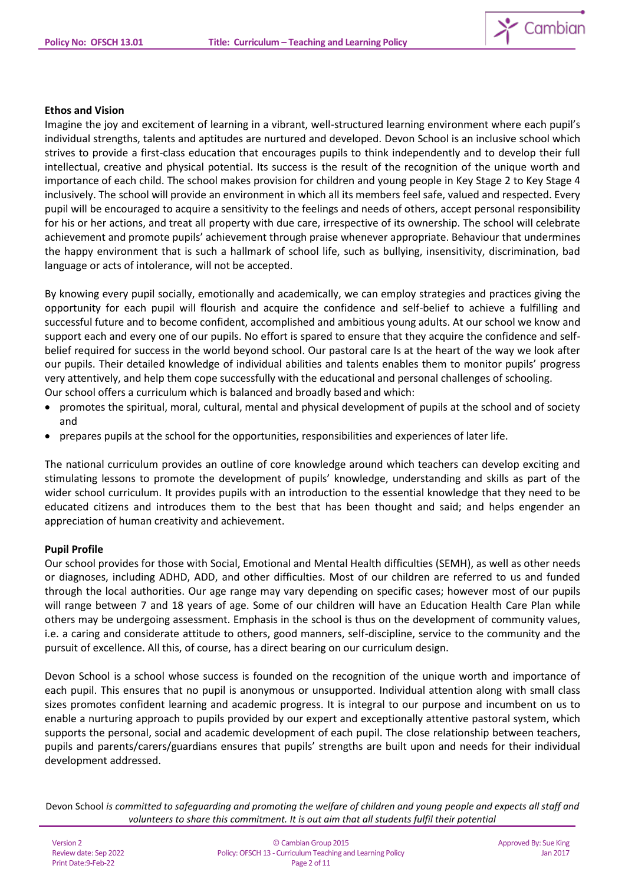**Ethos and Vision**

Imagine the joy and excitement of learning in a vibrant, well-structured learning environment where each pupil's individual strengths, talents and aptitudes are nurtured and developed. Devon School is an inclusive school which strives to provide a first-class education that encourages pupils to think independently and to develop their full intellectual, creative and physical potential. Its success is the result of the recognition of the unique worth and importance of each child. The school makes provision for children and young people in Key Stage 2 to Key Stage 4 inclusively. The school will provide an environment in which all its members feel safe, valued and respected. Every pupil will be encouraged to acquire a sensitivity to the feelings and needs of others, accept personal responsibility for his or her actions, and treat all property with due care, irrespective of its ownership. The school will celebrate achievement and promote pupils' achievement through praise whenever appropriate. Behaviour that undermines the happy environment that is such a hallmark of school life, such as bullying, insensitivity, discrimination, bad language or acts of intolerance, will not be accepted.

By knowing every pupil socially, emotionally and academically, we can employ strategies and practices giving the opportunity for each pupil will flourish and acquire the confidence and self-belief to achieve a fulfilling and successful future and to become confident, accomplished and ambitious young adults. At our school we know and support each and every one of our pupils. No effort is spared to ensure that they acquire the confidence and self-belief required for success in the world beyond school. Our pastoral care Is at the heart of the way we look after our pupils. Their detailed knowledge of individual abilities and talents enables them to monitor pupils' progress very attentively, and help them cope successfully with the educational and personal challenges of schooling.
Our school offers a curriculum which is balanced and broadly based and which:

- promotes the spiritual, moral, cultural, mental and physical development of pupils at the school and of society and
- prepares pupils at the school for the opportunities, responsibilities and experiences of later life.

The national curriculum provides an outline of core knowledge around which teachers can develop exciting and stimulating lessons to promote the development of pupils' knowledge, understanding and skills as part of the wider school curriculum. It provides pupils with an introduction to the essential knowledge that they need to be educated citizens and introduces them to the best that has been thought and said; and helps engender an appreciation of human creativity and achievement.

**Pupil Profile**

Our school provides for those with Social, Emotional and Mental Health difficulties (SEMH), as well as other needs or diagnoses, including ADHD, ADD, and other difficulties. Most of our children are referred to us and funded through the local authorities. Our age range may vary depending on specific cases; however most of our pupils will range between 7 and 18 years of age. Some of our children will have an Education Health Care Plan while others may be undergoing assessment. Emphasis in the school is thus on the development of community values, i.e. a caring and considerate attitude to others, good manners, self-discipline, service to the community and the pursuit of excellence. All this, of course, has a direct bearing on our curriculum design.

Devon School is a school whose success is founded on the recognition of the unique worth and importance of each pupil. This ensures that no pupil is anonymous or unsupported. Individual attention along with small class sizes promotes confident learning and academic progress. It is integral to our purpose and incumbent on us to enable a nurturing approach to pupils provided by our expert and exceptionally attentive pastoral system, which supports the personal, social and academic development of each pupil. The close relationship between teachers, pupils and parents/carers/guardians ensures that pupils' strengths are built upon and needs for their individual development addressed.

Devon School *is committed to safeguarding and promoting the welfare of children and young people and expects all staff and volunteers to share this commitment. It is out aim that all students fulfil their potential*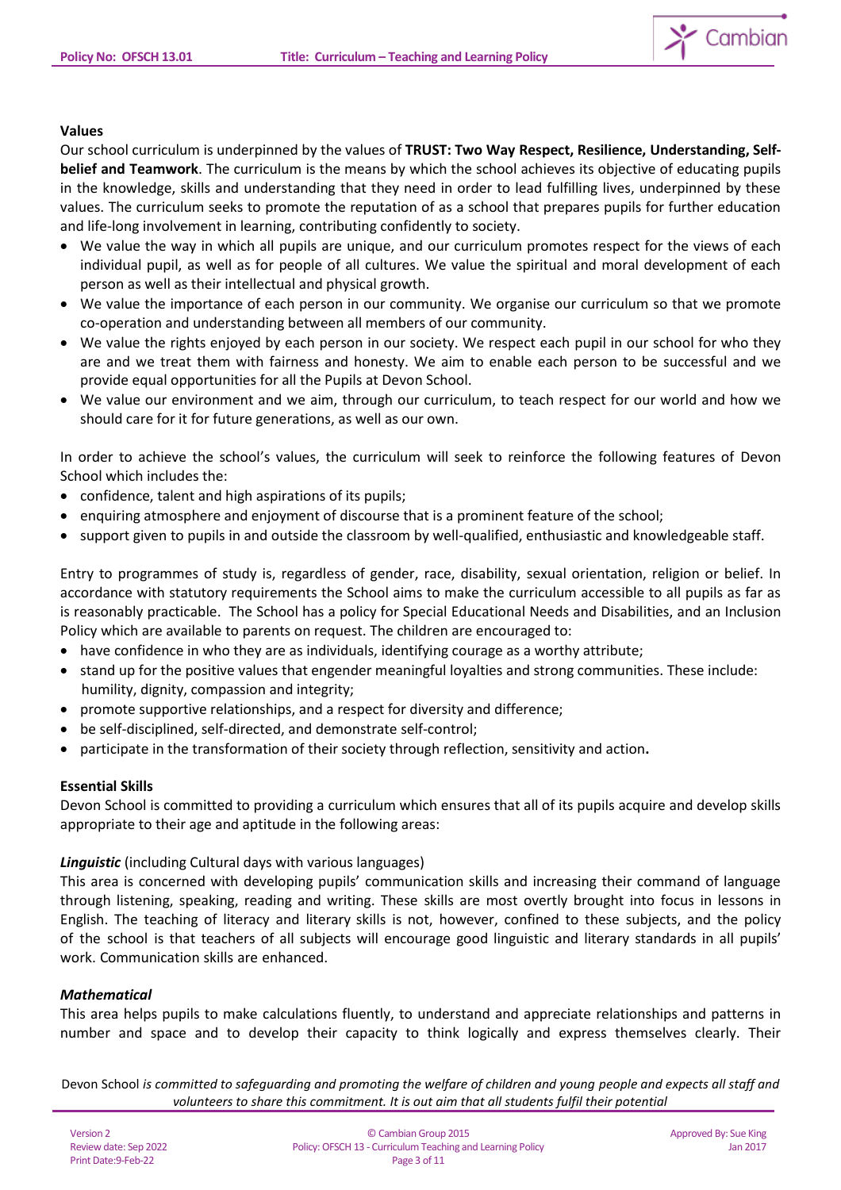**Values**

Our school curriculum is underpinned by the values of **TRUST: Two Way Respect, Resilience, Understanding, Self-belief and Teamwork**. The curriculum is the means by which the school achieves its objective of educating pupils in the knowledge, skills and understanding that they need in order to lead fulfilling lives, underpinned by these values. The curriculum seeks to promote the reputation of as a school that prepares pupils for further education and life-long involvement in learning, contributing confidently to society.

- We value the way in which all pupils are unique, and our curriculum promotes respect for the views of each individual pupil, as well as for people of all cultures. We value the spiritual and moral development of each person as well as their intellectual and physical growth.
- We value the importance of each person in our community. We organise our curriculum so that we promote co-operation and understanding between all members of our community.
- We value the rights enjoyed by each person in our society. We respect each pupil in our school for who they are and we treat them with fairness and honesty. We aim to enable each person to be successful and we provide equal opportunities for all the Pupils at Devon School.
- We value our environment and we aim, through our curriculum, to teach respect for our world and how we should care for it for future generations, as well as our own.

In order to achieve the school's values, the curriculum will seek to reinforce the following features of Devon School which includes the:

- confidence, talent and high aspirations of its pupils;
- enquiring atmosphere and enjoyment of discourse that is a prominent feature of the school;
- support given to pupils in and outside the classroom by well-qualified, enthusiastic and knowledgeable staff.

Entry to programmes of study is, regardless of gender, race, disability, sexual orientation, religion or belief. In accordance with statutory requirements the School aims to make the curriculum accessible to all pupils as far as is reasonably practicable. The School has a policy for Special Educational Needs and Disabilities, and an Inclusion Policy which are available to parents on request. The children are encouraged to:

- have confidence in who they are as individuals, identifying courage as a worthy attribute;
- stand up for the positive values that engender meaningful loyalties and strong communities. These include: humility, dignity, compassion and integrity;
- promote supportive relationships, and a respect for diversity and difference;
- be self-disciplined, self-directed, and demonstrate self-control;
- participate in the transformation of their society through reflection, sensitivity and action**.**

**Essential Skills**

Devon School is committed to providing a curriculum which ensures that all of its pupils acquire and develop skills appropriate to their age and aptitude in the following areas:

***Linguistic*** (including Cultural days with various languages)

This area is concerned with developing pupils' communication skills and increasing their command of language through listening, speaking, reading and writing. These skills are most overtly brought into focus in lessons in English. The teaching of literacy and literary skills is not, however, confined to these subjects, and the policy of the school is that teachers of all subjects will encourage good linguistic and literary standards in all pupils' work. Communication skills are enhanced.

***Mathematical***

This area helps pupils to make calculations fluently, to understand and appreciate relationships and patterns in number and space and to develop their capacity to think logically and express themselves clearly. Their

Devon School *is committed to safeguarding and promoting the welfare of children and young people and expects all staff and volunteers to share this commitment. It is out aim that all students fulfil their potential*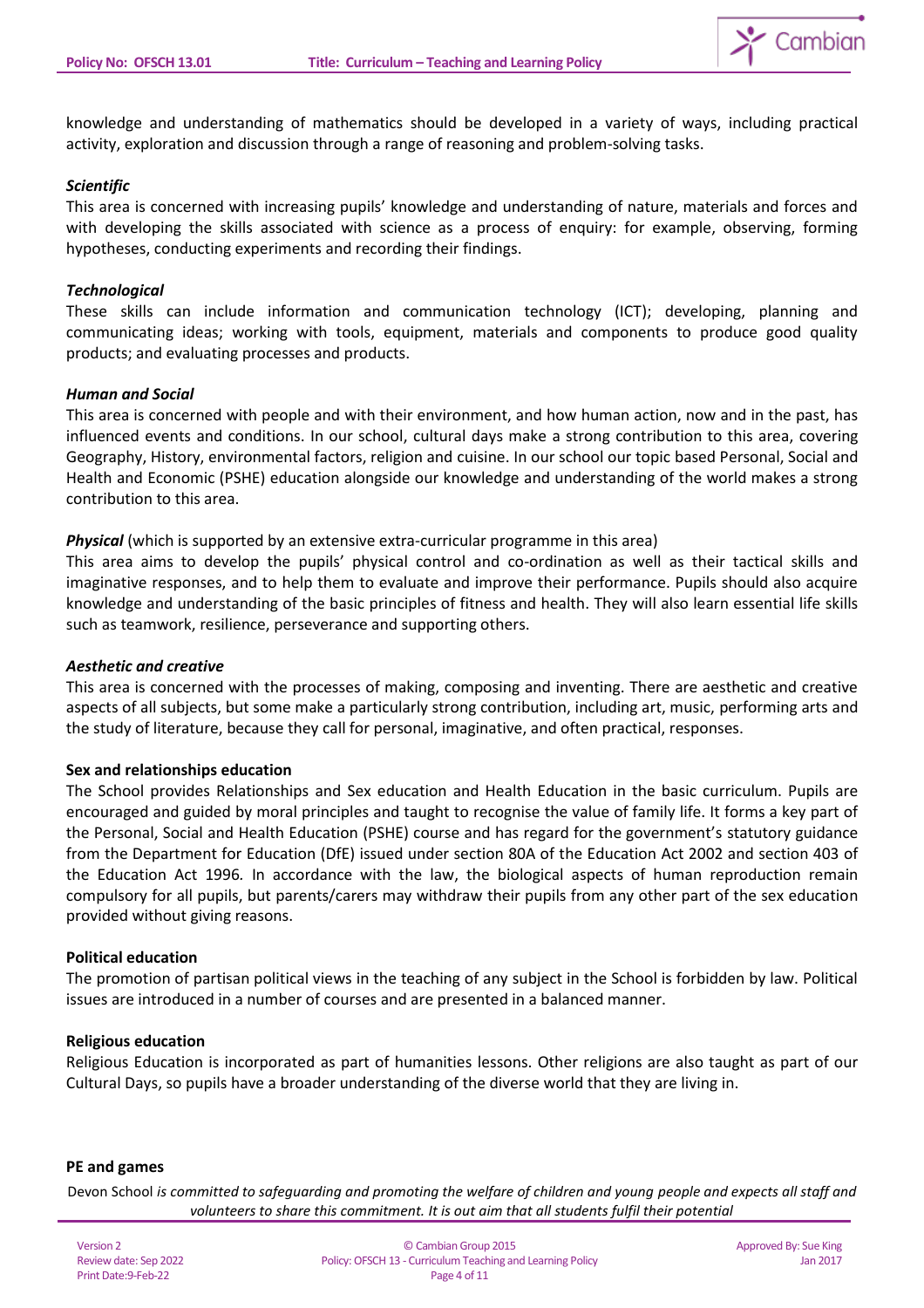knowledge and understanding of mathematics should be developed in a variety of ways, including practical activity, exploration and discussion through a range of reasoning and problem-solving tasks.

***Scientific***

This area is concerned with increasing pupils' knowledge and understanding of nature, materials and forces and with developing the skills associated with science as a process of enquiry: for example, observing, forming hypotheses, conducting experiments and recording their findings.

***Technological***

These skills can include information and communication technology (ICT); developing, planning and communicating ideas; working with tools, equipment, materials and components to produce good quality products; and evaluating processes and products.

***Human and Social***

This area is concerned with people and with their environment, and how human action, now and in the past, has influenced events and conditions. In our school, cultural days make a strong contribution to this area, covering Geography, History, environmental factors, religion and cuisine. In our school our topic based Personal, Social and Health and Economic (PSHE) education alongside our knowledge and understanding of the world makes a strong contribution to this area.

***Physical*** (which is supported by an extensive extra-curricular programme in this area)

This area aims to develop the pupils' physical control and co-ordination as well as their tactical skills and imaginative responses, and to help them to evaluate and improve their performance. Pupils should also acquire knowledge and understanding of the basic principles of fitness and health. They will also learn essential life skills such as teamwork, resilience, perseverance and supporting others.

***Aesthetic and creative***

This area is concerned with the processes of making, composing and inventing. There are aesthetic and creative aspects of all subjects, but some make a particularly strong contribution, including art, music, performing arts and the study of literature, because they call for personal, imaginative, and often practical, responses.

**Sex and relationships education**

The School provides Relationships and Sex education and Health Education in the basic curriculum. Pupils are encouraged and guided by moral principles and taught to recognise the value of family life. It forms a key part of the Personal, Social and Health Education (PSHE) course and has regard for the government's statutory guidance from the Department for Education (DfE) issued under section 80A of the Education Act 2002 and section 403 of the Education Act 1996. In accordance with the law, the biological aspects of human reproduction remain compulsory for all pupils, but parents/carers may withdraw their pupils from any other part of the sex education provided without giving reasons.

**Political education**

The promotion of partisan political views in the teaching of any subject in the School is forbidden by law. Political issues are introduced in a number of courses and are presented in a balanced manner.

**Religious education**

Religious Education is incorporated as part of humanities lessons. Other religions are also taught as part of our Cultural Days, so pupils have a broader understanding of the diverse world that they are living in.

**PE and games**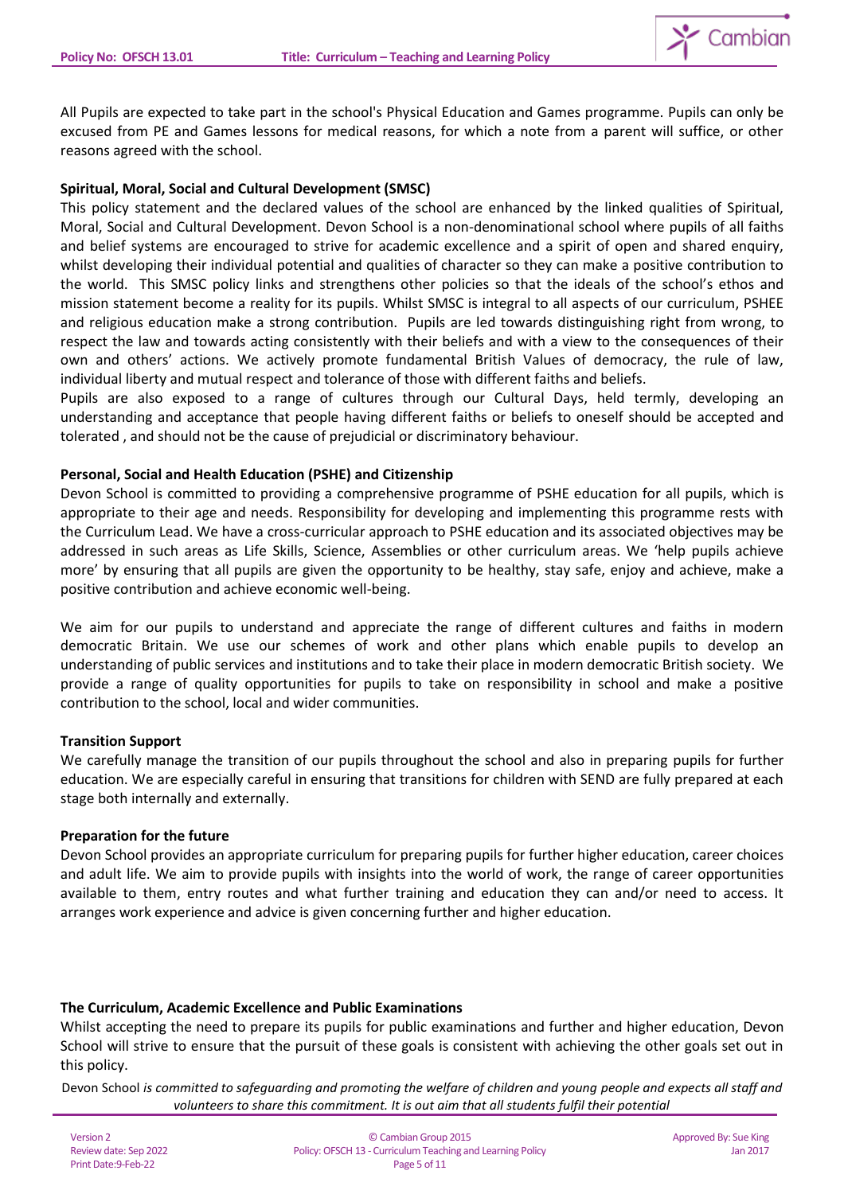All Pupils are expected to take part in the school's Physical Education and Games programme. Pupils can only be excused from PE and Games lessons for medical reasons, for which a note from a parent will suffice, or other reasons agreed with the school.

**Spiritual, Moral, Social and Cultural Development (SMSC)**

This policy statement and the declared values of the school are enhanced by the linked qualities of Spiritual, Moral, Social and Cultural Development. Devon School is a non-denominational school where pupils of all faiths and belief systems are encouraged to strive for academic excellence and a spirit of open and shared enquiry, whilst developing their individual potential and qualities of character so they can make a positive contribution to the world. This SMSC policy links and strengthens other policies so that the ideals of the school's ethos and mission statement become a reality for its pupils. Whilst SMSC is integral to all aspects of our curriculum, PSHEE and religious education make a strong contribution. Pupils are led towards distinguishing right from wrong, to respect the law and towards acting consistently with their beliefs and with a view to the consequences of their own and others' actions. We actively promote fundamental British Values of democracy, the rule of law, individual liberty and mutual respect and tolerance of those with different faiths and beliefs.

Pupils are also exposed to a range of cultures through our Cultural Days, held termly, developing an understanding and acceptance that people having different faiths or beliefs to oneself should be accepted and tolerated , and should not be the cause of prejudicial or discriminatory behaviour.

**Personal, Social and Health Education (PSHE) and Citizenship**

Devon School is committed to providing a comprehensive programme of PSHE education for all pupils, which is appropriate to their age and needs. Responsibility for developing and implementing this programme rests with the Curriculum Lead. We have a cross-curricular approach to PSHE education and its associated objectives may be addressed in such areas as Life Skills, Science, Assemblies or other curriculum areas. We 'help pupils achieve more' by ensuring that all pupils are given the opportunity to be healthy, stay safe, enjoy and achieve, make a positive contribution and achieve economic well-being.

We aim for our pupils to understand and appreciate the range of different cultures and faiths in modern democratic Britain. We use our schemes of work and other plans which enable pupils to develop an understanding of public services and institutions and to take their place in modern democratic British society. We provide a range of quality opportunities for pupils to take on responsibility in school and make a positive contribution to the school, local and wider communities.

**Transition Support**

We carefully manage the transition of our pupils throughout the school and also in preparing pupils for further education. We are especially careful in ensuring that transitions for children with SEND are fully prepared at each stage both internally and externally.

**Preparation for the future**

Devon School provides an appropriate curriculum for preparing pupils for further higher education, career choices and adult life. We aim to provide pupils with insights into the world of work, the range of career opportunities available to them, entry routes and what further training and education they can and/or need to access. It arranges work experience and advice is given concerning further and higher education.

**The Curriculum, Academic Excellence and Public Examinations**

Whilst accepting the need to prepare its pupils for public examinations and further and higher education, Devon School will strive to ensure that the pursuit of these goals is consistent with achieving the other goals set out in this policy.

Devon School *is committed to safeguarding and promoting the welfare of children and young people and expects all staff and volunteers to share this commitment. It is out aim that all students fulfil their potential*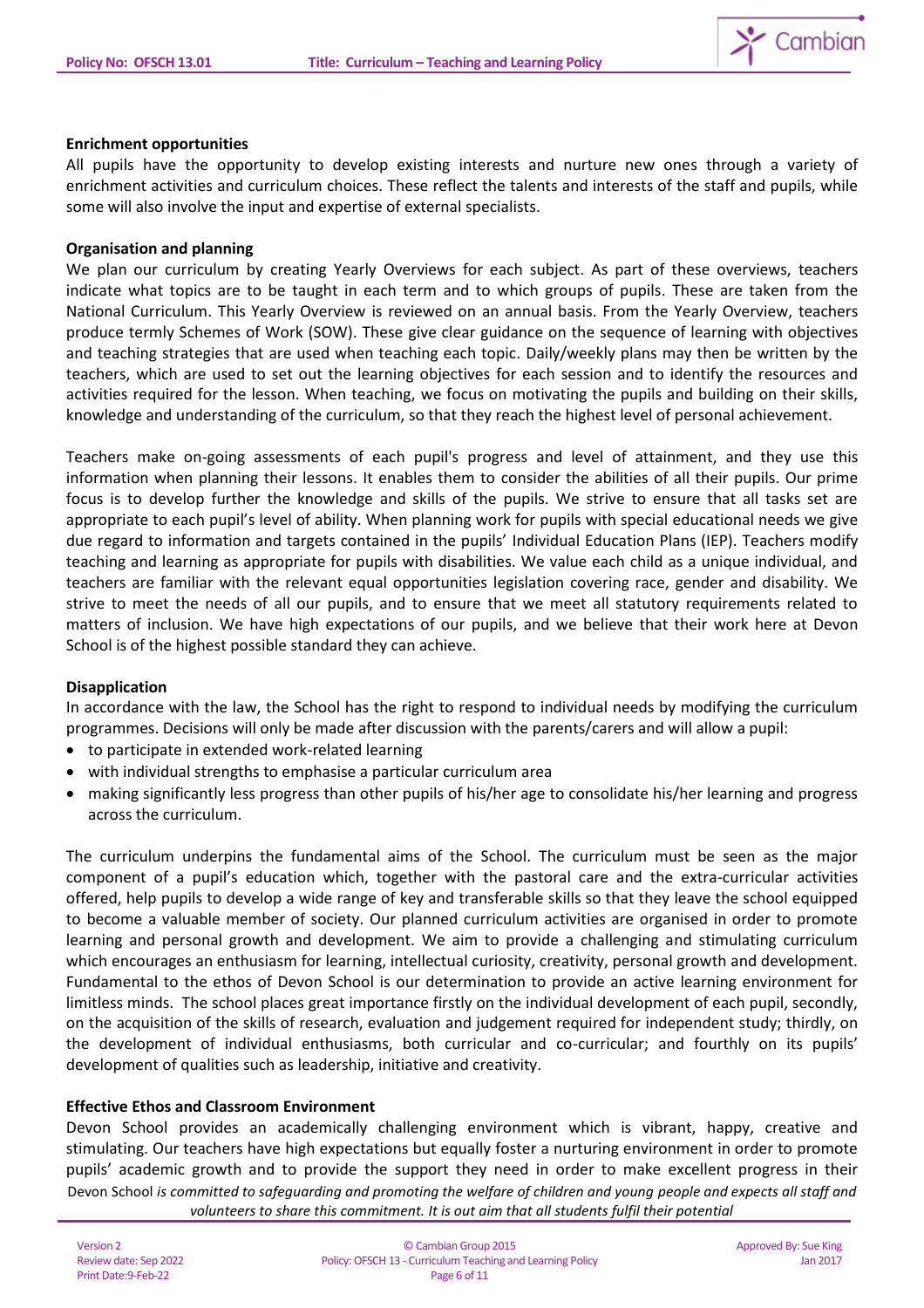**Enrichment opportunities**

All pupils have the opportunity to develop existing interests and nurture new ones through a variety of enrichment activities and curriculum choices. These reflect the talents and interests of the staff and pupils, while some will also involve the input and expertise of external specialists.

**Organisation and planning**

We plan our curriculum by creating Yearly Overviews for each subject. As part of these overviews, teachers indicate what topics are to be taught in each term and to which groups of pupils. These are taken from the National Curriculum. This Yearly Overview is reviewed on an annual basis. From the Yearly Overview, teachers produce termly Schemes of Work (SOW). These give clear guidance on the sequence of learning with objectives and teaching strategies that are used when teaching each topic. Daily/weekly plans may then be written by the teachers, which are used to set out the learning objectives for each session and to identify the resources and activities required for the lesson. When teaching, we focus on motivating the pupils and building on their skills, knowledge and understanding of the curriculum, so that they reach the highest level of personal achievement.

Teachers make on-going assessments of each pupil's progress and level of attainment, and they use this information when planning their lessons. It enables them to consider the abilities of all their pupils. Our prime focus is to develop further the knowledge and skills of the pupils. We strive to ensure that all tasks set are appropriate to each pupil's level of ability. When planning work for pupils with special educational needs we give due regard to information and targets contained in the pupils' Individual Education Plans (IEP). Teachers modify teaching and learning as appropriate for pupils with disabilities. We value each child as a unique individual, and teachers are familiar with the relevant equal opportunities legislation covering race, gender and disability. We strive to meet the needs of all our pupils, and to ensure that we meet all statutory requirements related to matters of inclusion. We have high expectations of our pupils, and we believe that their work here at Devon School is of the highest possible standard they can achieve.

**Disapplication**

In accordance with the law, the School has the right to respond to individual needs by modifying the curriculum programmes. Decisions will only be made after discussion with the parents/carers and will allow a pupil:

- to participate in extended work-related learning
- with individual strengths to emphasise a particular curriculum area
- making significantly less progress than other pupils of his/her age to consolidate his/her learning and progress across the curriculum.

The curriculum underpins the fundamental aims of the School. The curriculum must be seen as the major component of a pupil's education which, together with the pastoral care and the extra-curricular activities offered, help pupils to develop a wide range of key and transferable skills so that they leave the school equipped to become a valuable member of society. Our planned curriculum activities are organised in order to promote learning and personal growth and development. We aim to provide a challenging and stimulating curriculum which encourages an enthusiasm for learning, intellectual curiosity, creativity, personal growth and development. Fundamental to the ethos of Devon School is our determination to provide an active learning environment for limitless minds. The school places great importance firstly on the individual development of each pupil, secondly, on the acquisition of the skills of research, evaluation and judgement required for independent study; thirdly, on the development of individual enthusiasms, both curricular and co-curricular; and fourthly on its pupils' development of qualities such as leadership, initiative and creativity.

**Effective Ethos and Classroom Environment**

Devon School provides an academically challenging environment which is vibrant, happy, creative and stimulating. Our teachers have high expectations but equally foster a nurturing environment in order to promote pupils' academic growth and to provide the support they need in order to make excellent progress in their

Devon School *is committed to safeguarding and promoting the welfare of children and young people and expects all staff and volunteers to share this commitment. It is out aim that all students fulfil their potential*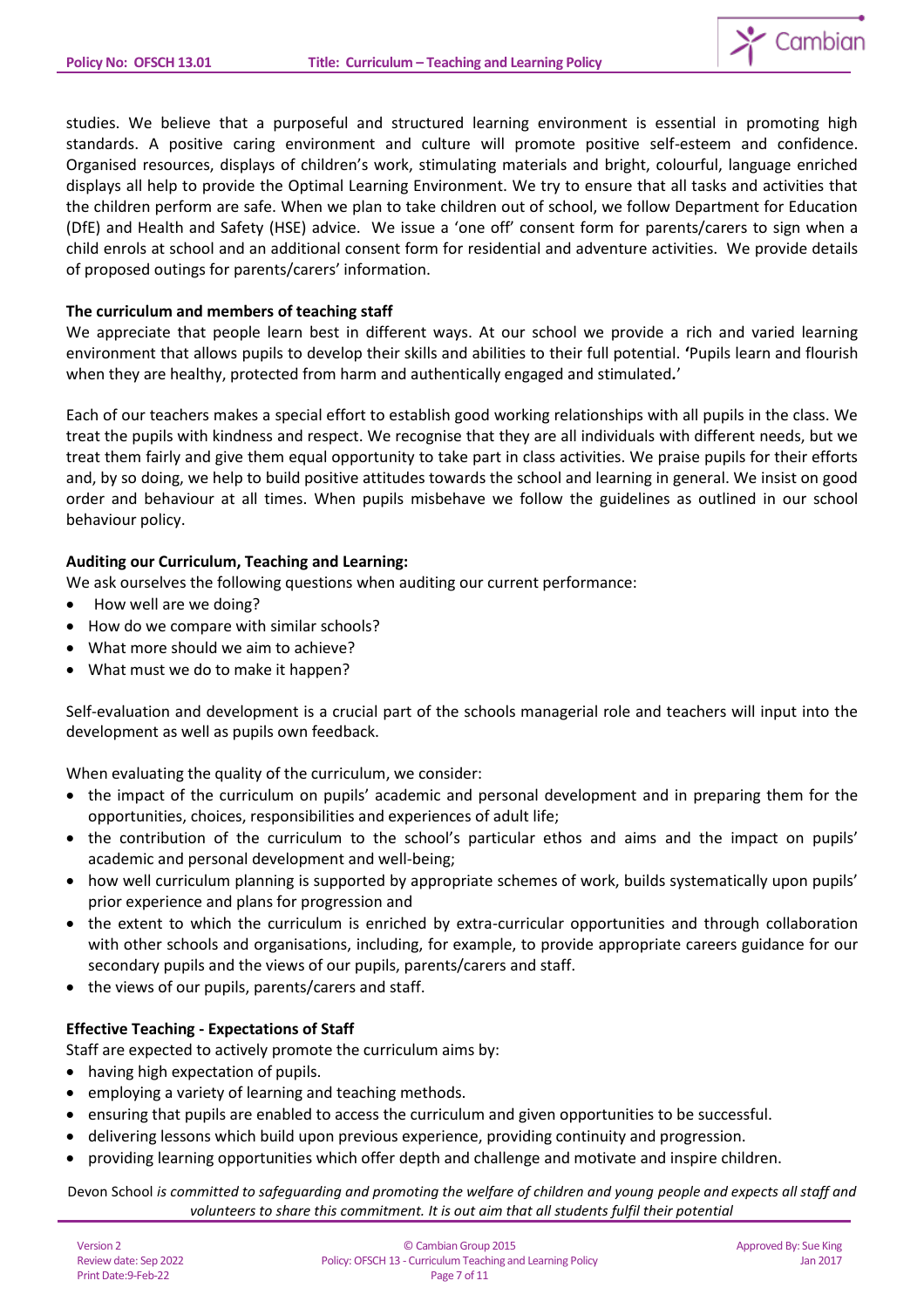studies. We believe that a purposeful and structured learning environment is essential in promoting high standards. A positive caring environment and culture will promote positive self-esteem and confidence. Organised resources, displays of children's work, stimulating materials and bright, colourful, language enriched displays all help to provide the Optimal Learning Environment. We try to ensure that all tasks and activities that the children perform are safe. When we plan to take children out of school, we follow Department for Education (DfE) and Health and Safety (HSE) advice. We issue a 'one off' consent form for parents/carers to sign when a child enrols at school and an additional consent form for residential and adventure activities. We provide details of proposed outings for parents/carers' information.

**The curriculum and members of teaching staff**

We appreciate that people learn best in different ways. At our school we provide a rich and varied learning environment that allows pupils to develop their skills and abilities to their full potential. **'**Pupils learn and flourish when they are healthy, protected from harm and authentically engaged and stimulated**.**'

Each of our teachers makes a special effort to establish good working relationships with all pupils in the class. We treat the pupils with kindness and respect. We recognise that they are all individuals with different needs, but we treat them fairly and give them equal opportunity to take part in class activities. We praise pupils for their efforts and, by so doing, we help to build positive attitudes towards the school and learning in general. We insist on good order and behaviour at all times. When pupils misbehave we follow the guidelines as outlined in our school behaviour policy.

**Auditing our Curriculum, Teaching and Learning:**

We ask ourselves the following questions when auditing our current performance:

- How well are we doing?
- How do we compare with similar schools?
- What more should we aim to achieve?
- What must we do to make it happen?

Self-evaluation and development is a crucial part of the schools managerial role and teachers will input into the development as well as pupils own feedback.

When evaluating the quality of the curriculum, we consider:

- the impact of the curriculum on pupils' academic and personal development and in preparing them for the opportunities, choices, responsibilities and experiences of adult life;
- the contribution of the curriculum to the school's particular ethos and aims and the impact on pupils' academic and personal development and well-being;
- how well curriculum planning is supported by appropriate schemes of work, builds systematically upon pupils' prior experience and plans for progression and
- the extent to which the curriculum is enriched by extra-curricular opportunities and through collaboration with other schools and organisations, including, for example, to provide appropriate careers guidance for our secondary pupils and the views of our pupils, parents/carers and staff.
- the views of our pupils, parents/carers and staff.

**Effective Teaching - Expectations of Staff**

Staff are expected to actively promote the curriculum aims by:

- having high expectation of pupils.
- employing a variety of learning and teaching methods.
- ensuring that pupils are enabled to access the curriculum and given opportunities to be successful.
- delivering lessons which build upon previous experience, providing continuity and progression.
- providing learning opportunities which offer depth and challenge and motivate and inspire children.

Devon School *is committed to safeguarding and promoting the welfare of children and young people and expects all staff and volunteers to share this commitment. It is out aim that all students fulfil their potential*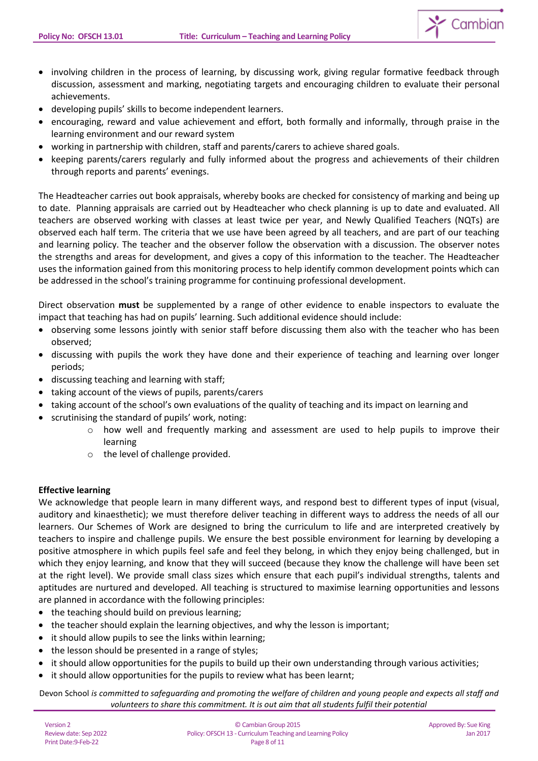- involving children in the process of learning, by discussing work, giving regular formative feedback through discussion, assessment and marking, negotiating targets and encouraging children to evaluate their personal achievements.
- developing pupils' skills to become independent learners.
- encouraging, reward and value achievement and effort, both formally and informally, through praise in the learning environment and our reward system
- working in partnership with children, staff and parents/carers to achieve shared goals.
- keeping parents/carers regularly and fully informed about the progress and achievements of their children through reports and parents' evenings.

The Headteacher carries out book appraisals, whereby books are checked for consistency of marking and being up to date. Planning appraisals are carried out by Headteacher who check planning is up to date and evaluated. All teachers are observed working with classes at least twice per year, and Newly Qualified Teachers (NQTs) are observed each half term. The criteria that we use have been agreed by all teachers, and are part of our teaching and learning policy. The teacher and the observer follow the observation with a discussion. The observer notes the strengths and areas for development, and gives a copy of this information to the teacher. The Headteacher uses the information gained from this monitoring process to help identify common development points which can be addressed in the school's training programme for continuing professional development.

Direct observation **must** be supplemented by a range of other evidence to enable inspectors to evaluate the impact that teaching has had on pupils' learning. Such additional evidence should include:

- observing some lessons jointly with senior staff before discussing them also with the teacher who has been observed;
- discussing with pupils the work they have done and their experience of teaching and learning over longer periods;
- discussing teaching and learning with staff;
- taking account of the views of pupils, parents/carers
- taking account of the school's own evaluations of the quality of teaching and its impact on learning and
- scrutinising the standard of pupils' work, noting:
  - how well and frequently marking and assessment are used to help pupils to improve their learning
  - the level of challenge provided.

**Effective learning**

We acknowledge that people learn in many different ways, and respond best to different types of input (visual, auditory and kinaesthetic); we must therefore deliver teaching in different ways to address the needs of all our learners. Our Schemes of Work are designed to bring the curriculum to life and are interpreted creatively by teachers to inspire and challenge pupils. We ensure the best possible environment for learning by developing a positive atmosphere in which pupils feel safe and feel they belong, in which they enjoy being challenged, but in which they enjoy learning, and know that they will succeed (because they know the challenge will have been set at the right level). We provide small class sizes which ensure that each pupil's individual strengths, talents and aptitudes are nurtured and developed. All teaching is structured to maximise learning opportunities and lessons are planned in accordance with the following principles:

- the teaching should build on previous learning;
- the teacher should explain the learning objectives, and why the lesson is important;
- it should allow pupils to see the links within learning;
- the lesson should be presented in a range of styles;
- it should allow opportunities for the pupils to build up their own understanding through various activities;
- it should allow opportunities for the pupils to review what has been learnt;

Devon School *is committed to safeguarding and promoting the welfare of children and young people and expects all staff and volunteers to share this commitment. It is out aim that all students fulfil their potential*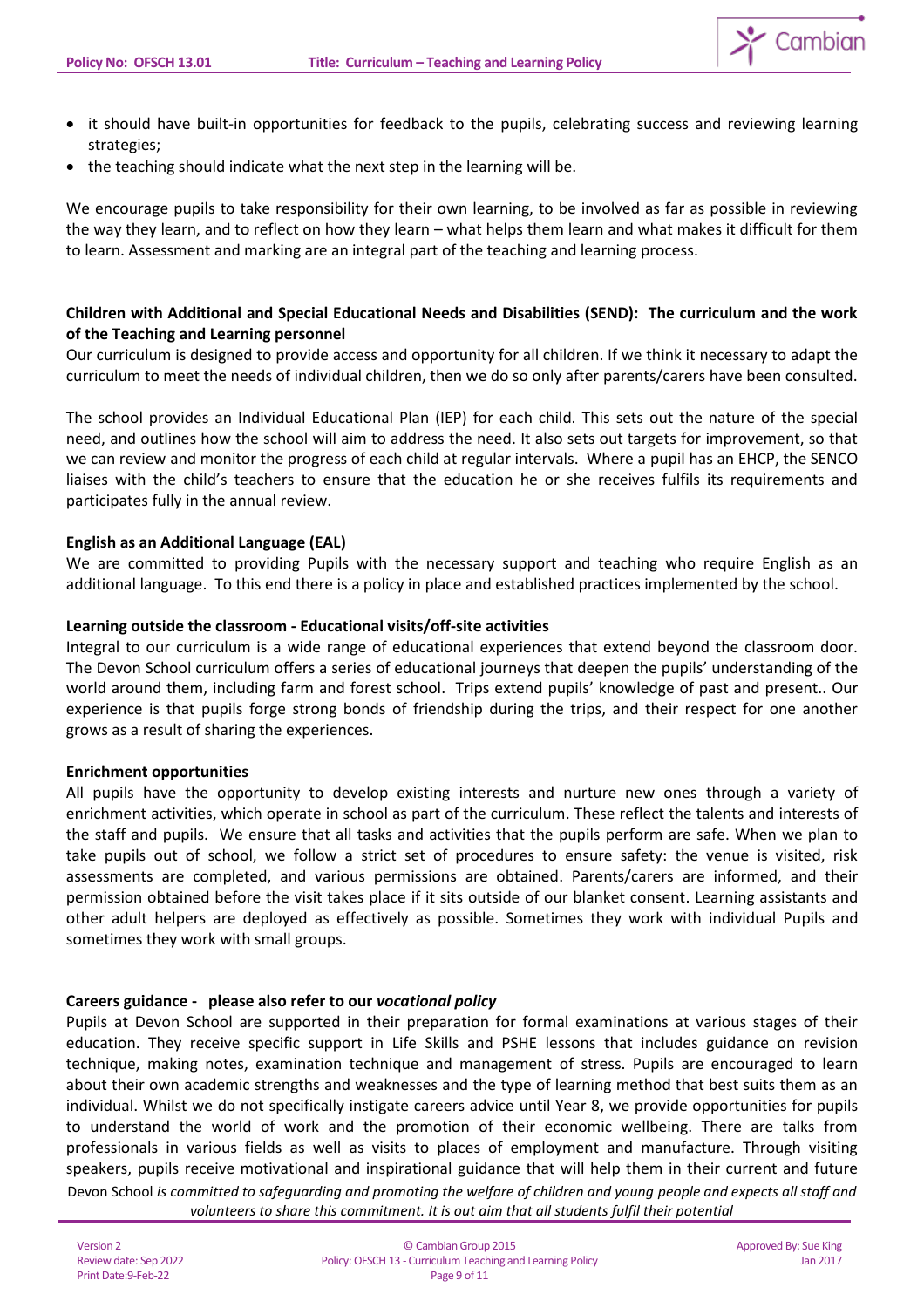- it should have built-in opportunities for feedback to the pupils, celebrating success and reviewing learning strategies;
- the teaching should indicate what the next step in the learning will be.

We encourage pupils to take responsibility for their own learning, to be involved as far as possible in reviewing the way they learn, and to reflect on how they learn – what helps them learn and what makes it difficult for them to learn. Assessment and marking are an integral part of the teaching and learning process.

**Children with Additional and Special Educational Needs and Disabilities (SEND): The curriculum and the work of the Teaching and Learning personnel**

Our curriculum is designed to provide access and opportunity for all children. If we think it necessary to adapt the curriculum to meet the needs of individual children, then we do so only after parents/carers have been consulted.

The school provides an Individual Educational Plan (IEP) for each child. This sets out the nature of the special need, and outlines how the school will aim to address the need. It also sets out targets for improvement, so that we can review and monitor the progress of each child at regular intervals. Where a pupil has an EHCP, the SENCO liaises with the child's teachers to ensure that the education he or she receives fulfils its requirements and participates fully in the annual review.

**English as an Additional Language (EAL)**

We are committed to providing Pupils with the necessary support and teaching who require English as an additional language. To this end there is a policy in place and established practices implemented by the school.

**Learning outside the classroom - Educational visits/off-site activities**

Integral to our curriculum is a wide range of educational experiences that extend beyond the classroom door. The Devon School curriculum offers a series of educational journeys that deepen the pupils' understanding of the world around them, including farm and forest school. Trips extend pupils' knowledge of past and present.. Our experience is that pupils forge strong bonds of friendship during the trips, and their respect for one another grows as a result of sharing the experiences.

**Enrichment opportunities**

All pupils have the opportunity to develop existing interests and nurture new ones through a variety of enrichment activities, which operate in school as part of the curriculum. These reflect the talents and interests of the staff and pupils. We ensure that all tasks and activities that the pupils perform are safe. When we plan to take pupils out of school, we follow a strict set of procedures to ensure safety: the venue is visited, risk assessments are completed, and various permissions are obtained. Parents/carers are informed, and their permission obtained before the visit takes place if it sits outside of our blanket consent. Learning assistants and other adult helpers are deployed as effectively as possible. Sometimes they work with individual Pupils and sometimes they work with small groups.

**Careers guidance - please also refer to our *vocational policy***

Pupils at Devon School are supported in their preparation for formal examinations at various stages of their education. They receive specific support in Life Skills and PSHE lessons that includes guidance on revision technique, making notes, examination technique and management of stress. Pupils are encouraged to learn about their own academic strengths and weaknesses and the type of learning method that best suits them as an individual. Whilst we do not specifically instigate careers advice until Year 8, we provide opportunities for pupils to understand the world of work and the promotion of their economic wellbeing. There are talks from professionals in various fields as well as visits to places of employment and manufacture. Through visiting speakers, pupils receive motivational and inspirational guidance that will help them in their current and future

Devon School *is committed to safeguarding and promoting the welfare of children and young people and expects all staff and volunteers to share this commitment. It is out aim that all students fulfil their potential*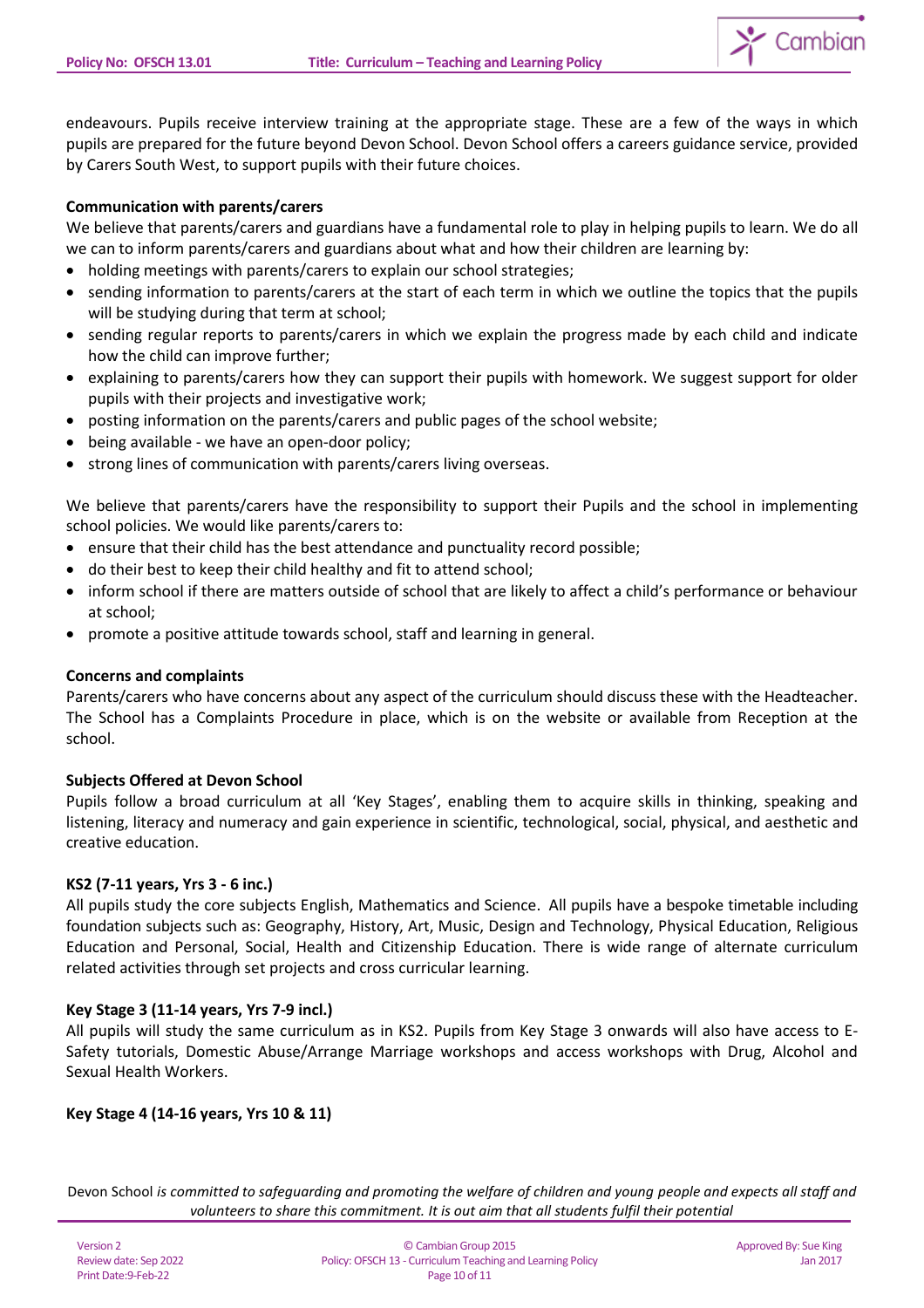endeavours. Pupils receive interview training at the appropriate stage. These are a few of the ways in which pupils are prepared for the future beyond Devon School. Devon School offers a careers guidance service, provided by Carers South West, to support pupils with their future choices.

**Communication with parents/carers**

We believe that parents/carers and guardians have a fundamental role to play in helping pupils to learn. We do all we can to inform parents/carers and guardians about what and how their children are learning by:

- holding meetings with parents/carers to explain our school strategies;
- sending information to parents/carers at the start of each term in which we outline the topics that the pupils will be studying during that term at school;
- sending regular reports to parents/carers in which we explain the progress made by each child and indicate how the child can improve further;
- explaining to parents/carers how they can support their pupils with homework. We suggest support for older pupils with their projects and investigative work;
- posting information on the parents/carers and public pages of the school website;
- being available - we have an open-door policy;
- strong lines of communication with parents/carers living overseas.

We believe that parents/carers have the responsibility to support their Pupils and the school in implementing school policies. We would like parents/carers to:

- ensure that their child has the best attendance and punctuality record possible;
- do their best to keep their child healthy and fit to attend school;
- inform school if there are matters outside of school that are likely to affect a child's performance or behaviour at school;
- promote a positive attitude towards school, staff and learning in general.

**Concerns and complaints**

Parents/carers who have concerns about any aspect of the curriculum should discuss these with the Headteacher. The School has a Complaints Procedure in place, which is on the website or available from Reception at the school.

**Subjects Offered at Devon School**

Pupils follow a broad curriculum at all 'Key Stages', enabling them to acquire skills in thinking, speaking and listening, literacy and numeracy and gain experience in scientific, technological, social, physical, and aesthetic and creative education.

**KS2 (7-11 years, Yrs 3 - 6 inc.)**

All pupils study the core subjects English, Mathematics and Science. All pupils have a bespoke timetable including foundation subjects such as: Geography, History, Art, Music, Design and Technology, Physical Education, Religious Education and Personal, Social, Health and Citizenship Education. There is wide range of alternate curriculum related activities through set projects and cross curricular learning.

**Key Stage 3 (11-14 years, Yrs 7-9 incl.)**

All pupils will study the same curriculum as in KS2. Pupils from Key Stage 3 onwards will also have access to E-Safety tutorials, Domestic Abuse/Arrange Marriage workshops and access workshops with Drug, Alcohol and Sexual Health Workers.

**Key Stage 4 (14-16 years, Yrs 10 & 11)**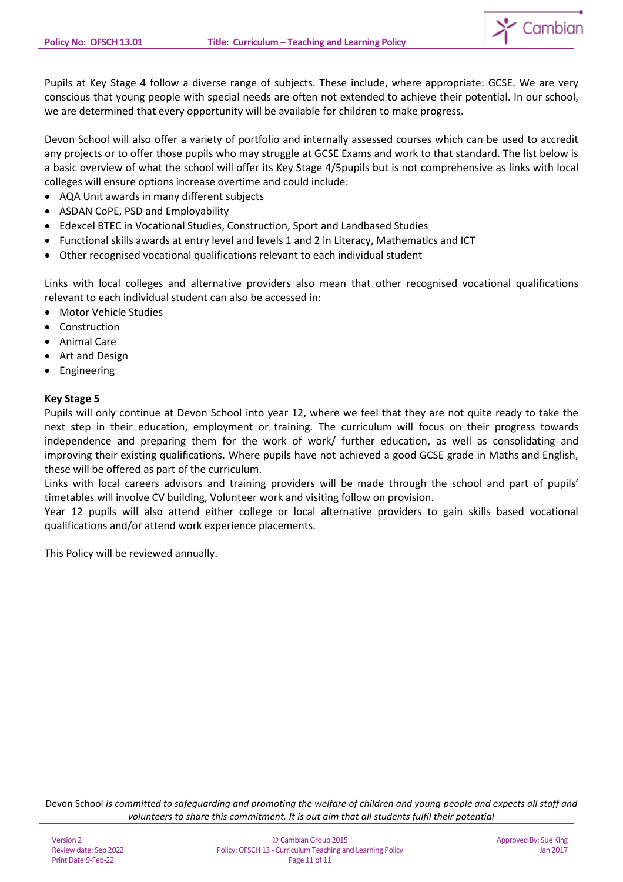Pupils at Key Stage 4 follow a diverse range of subjects. These include, where appropriate: GCSE. We are very conscious that young people with special needs are often not extended to achieve their potential. In our school, we are determined that every opportunity will be available for children to make progress.

Devon School will also offer a variety of portfolio and internally assessed courses which can be used to accredit any projects or to offer those pupils who may struggle at GCSE Exams and work to that standard. The list below is a basic overview of what the school will offer its Key Stage 4/5pupils but is not comprehensive as links with local colleges will ensure options increase overtime and could include:

- AQA Unit awards in many different subjects
- ASDAN CoPE, PSD and Employability
- Edexcel BTEC in Vocational Studies, Construction, Sport and Landbased Studies
- Functional skills awards at entry level and levels 1 and 2 in Literacy, Mathematics and ICT
- Other recognised vocational qualifications relevant to each individual student

Links with local colleges and alternative providers also mean that other recognised vocational qualifications relevant to each individual student can also be accessed in:

- Motor Vehicle Studies
- Construction
- Animal Care
- Art and Design
- Engineering

**Key Stage 5**

Pupils will only continue at Devon School into year 12, where we feel that they are not quite ready to take the next step in their education, employment or training. The curriculum will focus on their progress towards independence and preparing them for the work of work/ further education, as well as consolidating and improving their existing qualifications. Where pupils have not achieved a good GCSE grade in Maths and English, these will be offered as part of the curriculum.

Links with local careers advisors and training providers will be made through the school and part of pupils' timetables will involve CV building, Volunteer work and visiting follow on provision.

Year 12 pupils will also attend either college or local alternative providers to gain skills based vocational qualifications and/or attend work experience placements.

This Policy will be reviewed annually.

Devon School *is committed to safeguarding and promoting the welfare of children and young people and expects all staff and volunteers to share this commitment. It is out aim that all students fulfil their potential*